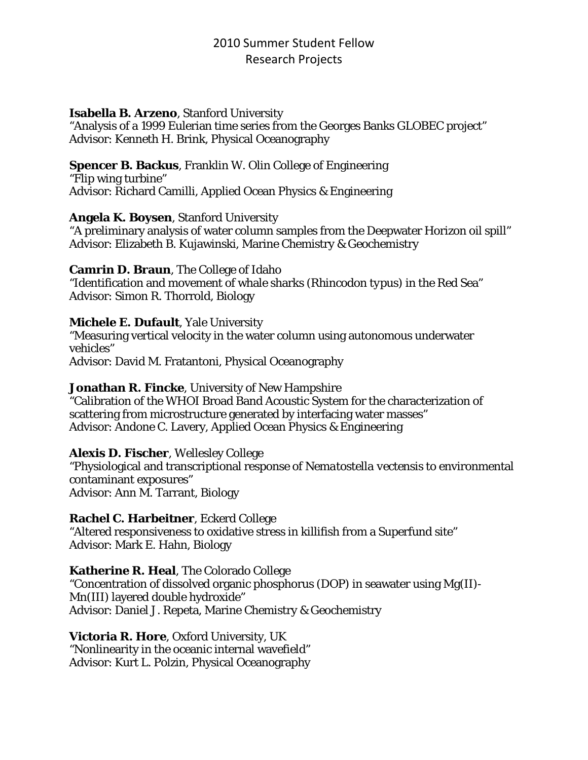# 2010 Summer Student Fellow
# Research Projects

**Isabella B. Arzeno**, Stanford University
"Analysis of a 1999 Eulerian time series from the Georges Banks GLOBEC project"
Advisor: Kenneth H. Brink, Physical Oceanography

**Spencer B. Backus**, Franklin W. Olin College of Engineering
"Flip wing turbine"
Advisor: Richard Camilli, Applied Ocean Physics & Engineering

**Angela K. Boysen**, Stanford University
"A preliminary analysis of water column samples from the Deepwater Horizon oil spill"
Advisor: Elizabeth B. Kujawinski, Marine Chemistry & Geochemistry

**Camrin D. Braun**, The College of Idaho
"Identification and movement of whale sharks (Rhincodon typus) in the Red Sea"
Advisor: Simon R. Thorrold, Biology

**Michele E. Dufault**, Yale University
"Measuring vertical velocity in the water column using autonomous underwater vehicles"
Advisor: David M. Fratantoni, Physical Oceanography

**Jonathan R. Fincke**, University of New Hampshire
"Calibration of the WHOI Broad Band Acoustic System for the characterization of scattering from microstructure generated by interfacing water masses"
Advisor: Andone C. Lavery, Applied Ocean Physics & Engineering

**Alexis D. Fischer**, Wellesley College
"Physiological and transcriptional response of *Nematostella vectensis* to environmental contaminant exposures"
Advisor: Ann M. Tarrant, Biology

**Rachel C. Harbeitner**, Eckerd College
"Altered responsiveness to oxidative stress in killifish from a Superfund site"
Advisor: Mark E. Hahn, Biology

**Katherine R. Heal**, The Colorado College
"Concentration of dissolved organic phosphorus (DOP) in seawater using Mg(II)-Mn(III) layered double hydroxide"
Advisor: Daniel J. Repeta, Marine Chemistry & Geochemistry

**Victoria R. Hore**, Oxford University, UK
"Nonlinearity in the oceanic internal wavefield"
Advisor: Kurt L. Polzin, Physical Oceanography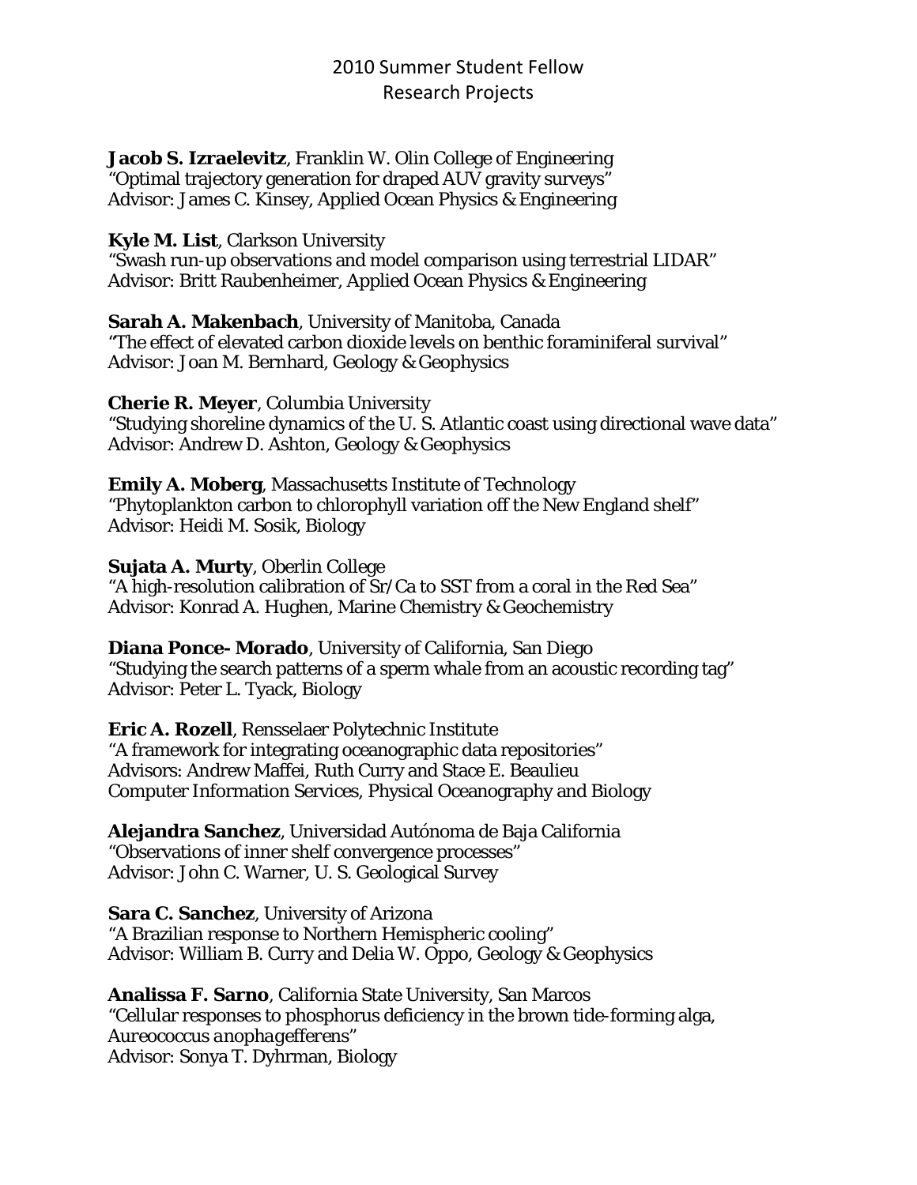# 2010 Summer Student Fellow Research Projects

**Jacob S. Izraelevitz**, Franklin W. Olin College of Engineering
"Optimal trajectory generation for draped AUV gravity surveys"
Advisor: James C. Kinsey, Applied Ocean Physics & Engineering

**Kyle M. List**, Clarkson University
"Swash run-up observations and model comparison using terrestrial LIDAR"
Advisor: Britt Raubenheimer, Applied Ocean Physics & Engineering

**Sarah A. Makenbach**, University of Manitoba, Canada
"The effect of elevated carbon dioxide levels on benthic foraminiferal survival"
Advisor: Joan M. Bernhard, Geology & Geophysics

**Cherie R. Meyer**, Columbia University
"Studying shoreline dynamics of the U. S. Atlantic coast using directional wave data"
Advisor: Andrew D. Ashton, Geology & Geophysics

**Emily A. Moberg**, Massachusetts Institute of Technology
"Phytoplankton carbon to chlorophyll variation off the New England shelf"
Advisor: Heidi M. Sosik, Biology

**Sujata A. Murty**, Oberlin College
"A high-resolution calibration of Sr/Ca to SST from a coral in the Red Sea"
Advisor: Konrad A. Hughen, Marine Chemistry & Geochemistry

**Diana Ponce- Morado**, University of California, San Diego
"Studying the search patterns of a sperm whale from an acoustic recording tag"
Advisor: Peter L. Tyack, Biology

**Eric A. Rozell**, Rensselaer Polytechnic Institute
"A framework for integrating oceanographic data repositories"
Advisors: Andrew Maffei, Ruth Curry and Stace E. Beaulieu
Computer Information Services, Physical Oceanography and Biology

**Alejandra Sanchez**, Universidad Autónoma de Baja California
"Observations of inner shelf convergence processes"
Advisor: John C. Warner, U. S. Geological Survey

**Sara C. Sanchez**, University of Arizona
"A Brazilian response to Northern Hemispheric cooling"
Advisor: William B. Curry and Delia W. Oppo, Geology & Geophysics

**Analissa F. Sarno**, California State University, San Marcos
"Cellular responses to phosphorus deficiency in the brown tide-forming alga, *Aureococcus anophagefferens*"
Advisor: Sonya T. Dyhrman, Biology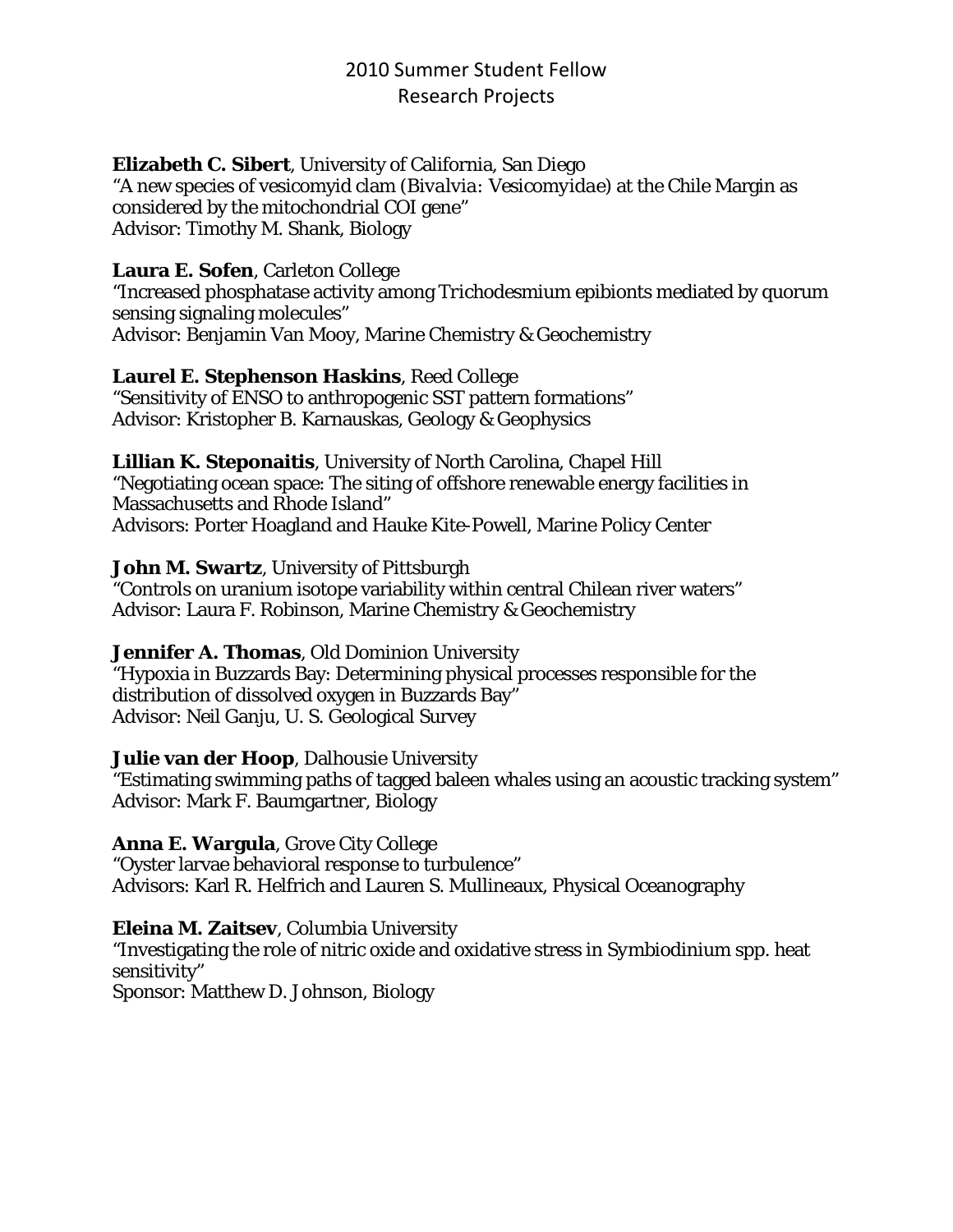## 2010 Summer Student Fellow Research Projects

**Elizabeth C. Sibert**, University of California, San Diego
"A new species of vesicomyid clam (*Bivalvia: Vesicomyidae*) at the Chile Margin as considered by the mitochondrial COI gene"
Advisor: Timothy M. Shank, Biology

**Laura E. Sofen**, Carleton College
"Increased phosphatase activity among *Trichodesmium* epibionts mediated by quorum sensing signaling molecules"
Advisor: Benjamin Van Mooy, Marine Chemistry & Geochemistry

**Laurel E. Stephenson Haskins**, Reed College
"Sensitivity of ENSO to anthropogenic SST pattern formations"
Advisor: Kristopher B. Karnauskas, Geology & Geophysics

**Lillian K. Steponaitis**, University of North Carolina, Chapel Hill
"Negotiating ocean space: The siting of offshore renewable energy facilities in Massachusetts and Rhode Island"
Advisors: Porter Hoagland and Hauke Kite-Powell, Marine Policy Center

**John M. Swartz**, University of Pittsburgh
"Controls on uranium isotope variability within central Chilean river waters"
Advisor: Laura F. Robinson, Marine Chemistry & Geochemistry

**Jennifer A. Thomas**, Old Dominion University
"Hypoxia in Buzzards Bay: Determining physical processes responsible for the distribution of dissolved oxygen in Buzzards Bay"
Advisor: Neil Ganju, U. S. Geological Survey

**Julie van der Hoop**, Dalhousie University
"Estimating swimming paths of tagged baleen whales using an acoustic tracking system"
Advisor: Mark F. Baumgartner, Biology

**Anna E. Wargula**, Grove City College
"Oyster larvae behavioral response to turbulence"
Advisors: Karl R. Helfrich and Lauren S. Mullineaux, Physical Oceanography

**Eleina M. Zaitsev**, Columbia University
"Investigating the role of nitric oxide and oxidative stress in *Symbiodinium* spp. heat sensitivity"
Sponsor: Matthew D. Johnson, Biology